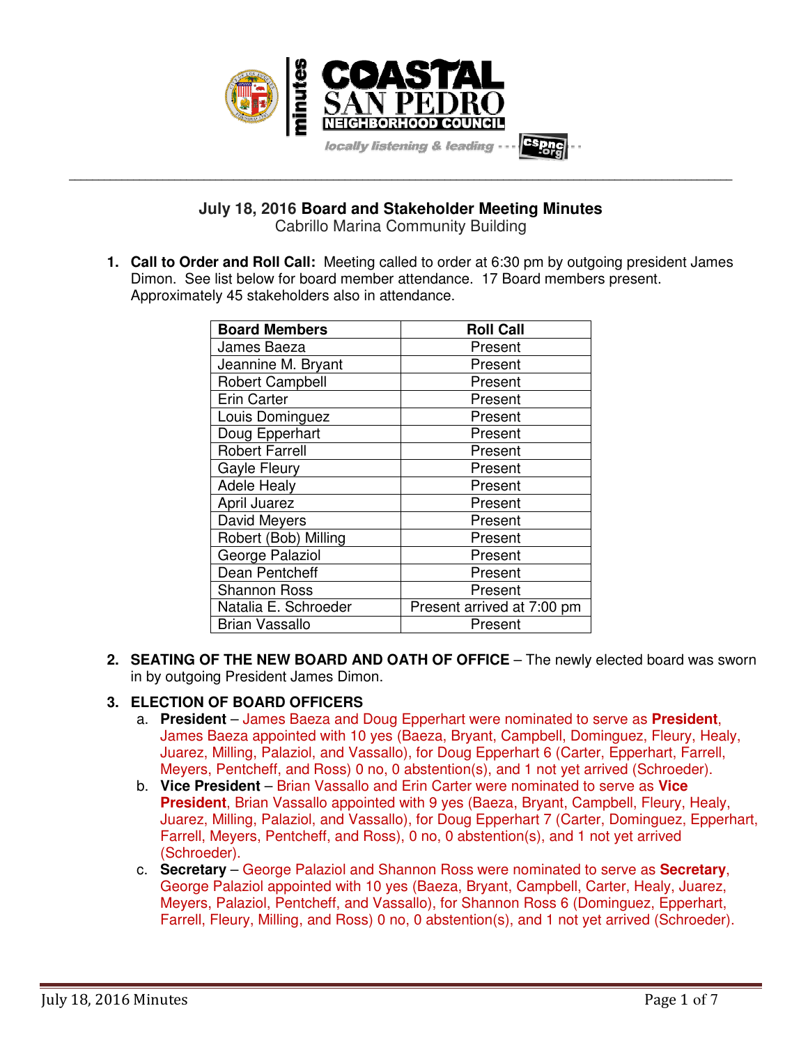# July 18, 2016 Board and Stakeholder Meeting Minutes

Cabrillo Marina Community Building

1. **Call to Order and Roll Call:** Meeting called to order at 6:30 pm by outgoing president James Dimon. See list below for board member attendance. 17 Board members present. Approximately 45 stakeholders also in attendance.

| Board Members | Roll Call |
|---|---|
| James Baeza | Present |
| Jeannine M. Bryant | Present |
| Robert Campbell | Present |
| Erin Carter | Present |
| Louis Dominguez | Present |
| Doug Epperhart | Present |
| Robert Farrell | Present |
| Gayle Fleury | Present |
| Adele Healy | Present |
| April Juarez | Present |
| David Meyers | Present |
| Robert (Bob) Milling | Present |
| George Palaziol | Present |
| Dean Pentcheff | Present |
| Shannon Ross | Present |
| Natalia E. Schroeder | Present arrived at 7:00 pm |
| Brian Vassallo | Present |

2. **SEATING OF THE NEW BOARD AND OATH OF OFFICE** – The newly elected board was sworn in by outgoing President James Dimon.

3. **ELECTION OF BOARD OFFICERS**
   a. **President** – James Baeza and Doug Epperhart were nominated to serve as **President**, James Baeza appointed with 10 yes (Baeza, Bryant, Campbell, Dominguez, Fleury, Healy, Juarez, Milling, Palaziol, and Vassallo), for Doug Epperhart 6 (Carter, Epperhart, Farrell, Meyers, Pentcheff, and Ross) 0 no, 0 abstention(s), and 1 not yet arrived (Schroeder).
   b. **Vice President** – Brian Vassallo and Erin Carter were nominated to serve as **Vice President**, Brian Vassallo appointed with 9 yes (Baeza, Bryant, Campbell, Fleury, Healy, Juarez, Milling, Palaziol, and Vassallo), for Doug Epperhart 7 (Carter, Dominguez, Epperhart, Farrell, Meyers, Pentcheff, and Ross), 0 no, 0 abstention(s), and 1 not yet arrived (Schroeder).
   c. **Secretary** – George Palaziol and Shannon Ross were nominated to serve as **Secretary**, George Palaziol appointed with 10 yes (Baeza, Bryant, Campbell, Carter, Healy, Juarez, Meyers, Palaziol, Pentcheff, and Vassallo), for Shannon Ross 6 (Dominguez, Epperhart, Farrell, Fleury, Milling, and Ross) 0 no, 0 abstention(s), and 1 not yet arrived (Schroeder).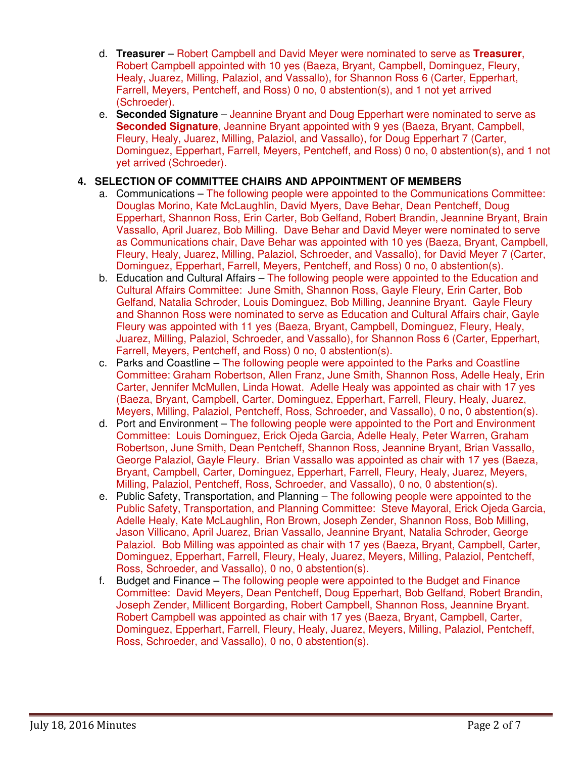d. **Treasurer** – Robert Campbell and David Meyer were nominated to serve as **Treasurer**, Robert Campbell appointed with 10 yes (Baeza, Bryant, Campbell, Dominguez, Fleury, Healy, Juarez, Milling, Palaziol, and Vassallo), for Shannon Ross 6 (Carter, Epperhart, Farrell, Meyers, Pentcheff, and Ross) 0 no, 0 abstention(s), and 1 not yet arrived (Schroeder).

e. **Seconded Signature** – Jeannine Bryant and Doug Epperhart were nominated to serve as **Seconded Signature**, Jeannine Bryant appointed with 9 yes (Baeza, Bryant, Campbell, Fleury, Healy, Juarez, Milling, Palaziol, and Vassallo), for Doug Epperhart 7 (Carter, Dominguez, Epperhart, Farrell, Meyers, Pentcheff, and Ross) 0 no, 0 abstention(s), and 1 not yet arrived (Schroeder).

## 4. SELECTION OF COMMITTEE CHAIRS AND APPOINTMENT OF MEMBERS

a. Communications – The following people were appointed to the Communications Committee: Douglas Morino, Kate McLaughlin, David Myers, Dave Behar, Dean Pentcheff, Doug Epperhart, Shannon Ross, Erin Carter, Bob Gelfand, Robert Brandin, Jeannine Bryant, Brain Vassallo, April Juarez, Bob Milling. Dave Behar and David Meyer were nominated to serve as Communications chair, Dave Behar was appointed with 10 yes (Baeza, Bryant, Campbell, Fleury, Healy, Juarez, Milling, Palaziol, Schroeder, and Vassallo), for David Meyer 7 (Carter, Dominguez, Epperhart, Farrell, Meyers, Pentcheff, and Ross) 0 no, 0 abstention(s).

b. Education and Cultural Affairs – The following people were appointed to the Education and Cultural Affairs Committee: June Smith, Shannon Ross, Gayle Fleury, Erin Carter, Bob Gelfand, Natalia Schroder, Louis Dominguez, Bob Milling, Jeannine Bryant. Gayle Fleury and Shannon Ross were nominated to serve as Education and Cultural Affairs chair, Gayle Fleury was appointed with 11 yes (Baeza, Bryant, Campbell, Dominguez, Fleury, Healy, Juarez, Milling, Palaziol, Schroeder, and Vassallo), for Shannon Ross 6 (Carter, Epperhart, Farrell, Meyers, Pentcheff, and Ross) 0 no, 0 abstention(s).

c. Parks and Coastline – The following people were appointed to the Parks and Coastline Committee: Graham Robertson, Allen Franz, June Smith, Shannon Ross, Adelle Healy, Erin Carter, Jennifer McMullen, Linda Howat. Adelle Healy was appointed as chair with 17 yes (Baeza, Bryant, Campbell, Carter, Dominguez, Epperhart, Farrell, Fleury, Healy, Juarez, Meyers, Milling, Palaziol, Pentcheff, Ross, Schroeder, and Vassallo), 0 no, 0 abstention(s).

d. Port and Environment – The following people were appointed to the Port and Environment Committee: Louis Dominguez, Erick Ojeda Garcia, Adelle Healy, Peter Warren, Graham Robertson, June Smith, Dean Pentcheff, Shannon Ross, Jeannine Bryant, Brian Vassallo, George Palaziol, Gayle Fleury. Brian Vassallo was appointed as chair with 17 yes (Baeza, Bryant, Campbell, Carter, Dominguez, Epperhart, Farrell, Fleury, Healy, Juarez, Meyers, Milling, Palaziol, Pentcheff, Ross, Schroeder, and Vassallo), 0 no, 0 abstention(s).

e. Public Safety, Transportation, and Planning – The following people were appointed to the Public Safety, Transportation, and Planning Committee: Steve Mayoral, Erick Ojeda Garcia, Adelle Healy, Kate McLaughlin, Ron Brown, Joseph Zender, Shannon Ross, Bob Milling, Jason Villicano, April Juarez, Brian Vassallo, Jeannine Bryant, Natalia Schroder, George Palaziol. Bob Milling was appointed as chair with 17 yes (Baeza, Bryant, Campbell, Carter, Dominguez, Epperhart, Farrell, Fleury, Healy, Juarez, Meyers, Milling, Palaziol, Pentcheff, Ross, Schroeder, and Vassallo), 0 no, 0 abstention(s).

f. Budget and Finance – The following people were appointed to the Budget and Finance Committee: David Meyers, Dean Pentcheff, Doug Epperhart, Bob Gelfand, Robert Brandin, Joseph Zender, Millicent Borgarding, Robert Campbell, Shannon Ross, Jeannine Bryant. Robert Campbell was appointed as chair with 17 yes (Baeza, Bryant, Campbell, Carter, Dominguez, Epperhart, Farrell, Fleury, Healy, Juarez, Meyers, Milling, Palaziol, Pentcheff, Ross, Schroeder, and Vassallo), 0 no, 0 abstention(s).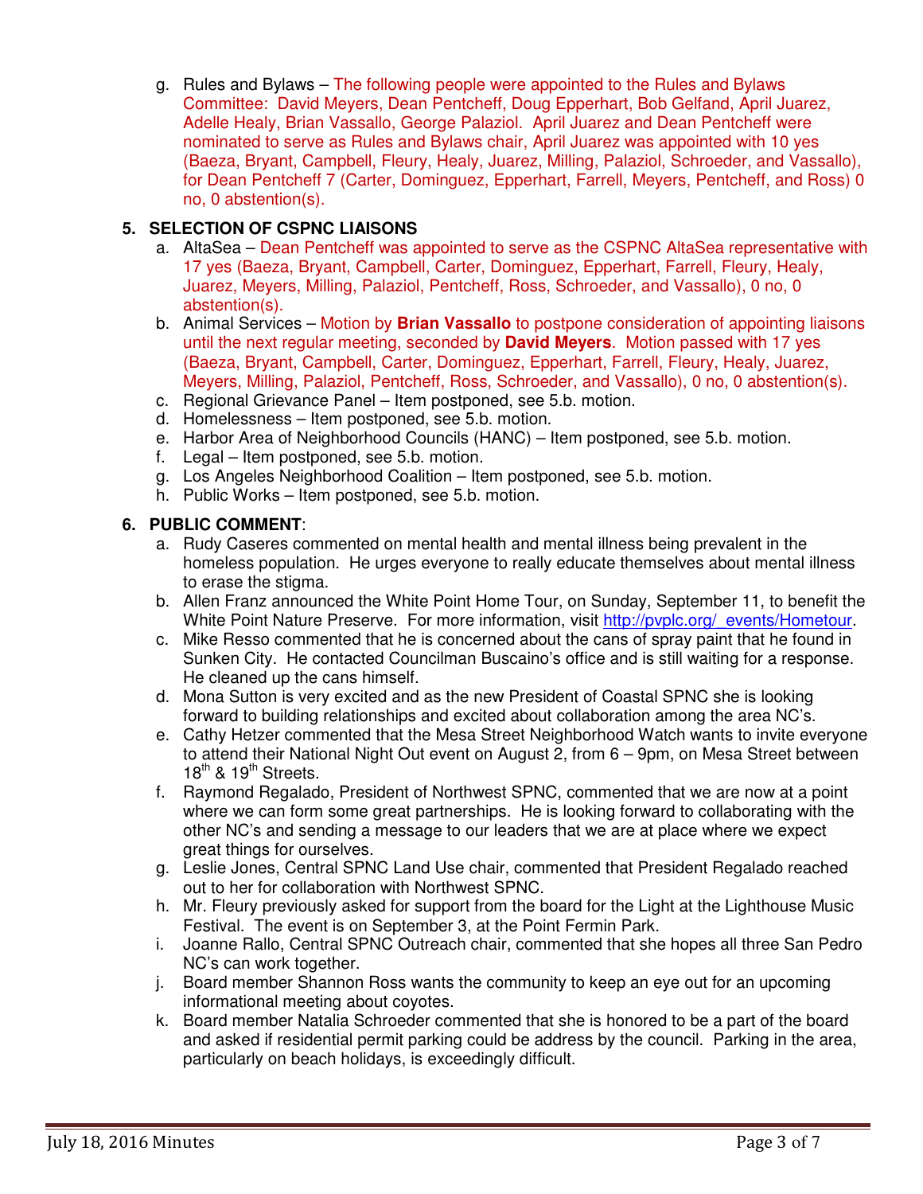g. Rules and Bylaws – The following people were appointed to the Rules and Bylaws Committee: David Meyers, Dean Pentcheff, Doug Epperhart, Bob Gelfand, April Juarez, Adelle Healy, Brian Vassallo, George Palaziol. April Juarez and Dean Pentcheff were nominated to serve as Rules and Bylaws chair, April Juarez was appointed with 10 yes (Baeza, Bryant, Campbell, Fleury, Healy, Juarez, Milling, Palaziol, Schroeder, and Vassallo), for Dean Pentcheff 7 (Carter, Dominguez, Epperhart, Farrell, Meyers, Pentcheff, and Ross) 0 no, 0 abstention(s).

## 5. SELECTION OF CSPNC LIAISONS

a. AltaSea – Dean Pentcheff was appointed to serve as the CSPNC AltaSea representative with 17 yes (Baeza, Bryant, Campbell, Carter, Dominguez, Epperhart, Farrell, Fleury, Healy, Juarez, Meyers, Milling, Palaziol, Pentcheff, Ross, Schroeder, and Vassallo), 0 no, 0 abstention(s).
b. Animal Services – Motion by **Brian Vassallo** to postpone consideration of appointing liaisons until the next regular meeting, seconded by **David Meyers**. Motion passed with 17 yes (Baeza, Bryant, Campbell, Carter, Dominguez, Epperhart, Farrell, Fleury, Healy, Juarez, Meyers, Milling, Palaziol, Pentcheff, Ross, Schroeder, and Vassallo), 0 no, 0 abstention(s).
c. Regional Grievance Panel – Item postponed, see 5.b. motion.
d. Homelessness – Item postponed, see 5.b. motion.
e. Harbor Area of Neighborhood Councils (HANC) – Item postponed, see 5.b. motion.
f. Legal – Item postponed, see 5.b. motion.
g. Los Angeles Neighborhood Coalition – Item postponed, see 5.b. motion.
h. Public Works – Item postponed, see 5.b. motion.

## 6. PUBLIC COMMENT:

a. Rudy Caseres commented on mental health and mental illness being prevalent in the homeless population. He urges everyone to really educate themselves about mental illness to erase the stigma.
b. Allen Franz announced the White Point Home Tour, on Sunday, September 11, to benefit the White Point Nature Preserve. For more information, visit http://pvplc.org/_events/Hometour.
c. Mike Resso commented that he is concerned about the cans of spray paint that he found in Sunken City. He contacted Councilman Buscaino's office and is still waiting for a response. He cleaned up the cans himself.
d. Mona Sutton is very excited and as the new President of Coastal SPNC she is looking forward to building relationships and excited about collaboration among the area NC's.
e. Cathy Hetzer commented that the Mesa Street Neighborhood Watch wants to invite everyone to attend their National Night Out event on August 2, from 6 – 9pm, on Mesa Street between 18th & 19th Streets.
f. Raymond Regalado, President of Northwest SPNC, commented that we are now at a point where we can form some great partnerships. He is looking forward to collaborating with the other NC's and sending a message to our leaders that we are at place where we expect great things for ourselves.
g. Leslie Jones, Central SPNC Land Use chair, commented that President Regalado reached out to her for collaboration with Northwest SPNC.
h. Mr. Fleury previously asked for support from the board for the Light at the Lighthouse Music Festival. The event is on September 3, at the Point Fermin Park.
i. Joanne Rallo, Central SPNC Outreach chair, commented that she hopes all three San Pedro NC's can work together.
j. Board member Shannon Ross wants the community to keep an eye out for an upcoming informational meeting about coyotes.
k. Board member Natalia Schroeder commented that she is honored to be a part of the board and asked if residential permit parking could be address by the council. Parking in the area, particularly on beach holidays, is exceedingly difficult.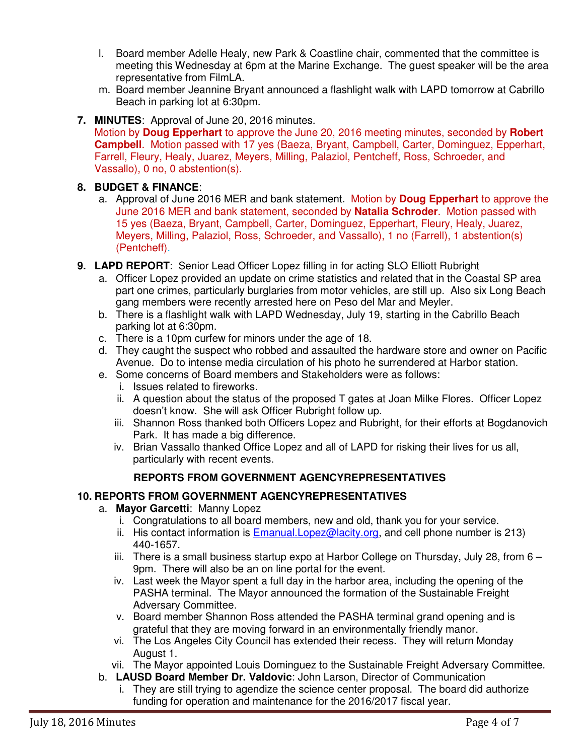l. Board member Adelle Healy, new Park & Coastline chair, commented that the committee is meeting this Wednesday at 6pm at the Marine Exchange. The guest speaker will be the area representative from FilmLA.
m. Board member Jeannine Bryant announced a flashlight walk with LAPD tomorrow at Cabrillo Beach in parking lot at 6:30pm.

**7. MINUTES**: Approval of June 20, 2016 minutes.
Motion by **Doug Epperhart** to approve the June 20, 2016 meeting minutes, seconded by **Robert Campbell**. Motion passed with 17 yes (Baeza, Bryant, Campbell, Carter, Dominguez, Epperhart, Farrell, Fleury, Healy, Juarez, Meyers, Milling, Palaziol, Pentcheff, Ross, Schroeder, and Vassallo), 0 no, 0 abstention(s).

**8. BUDGET & FINANCE**:
a. Approval of June 2016 MER and bank statement. Motion by **Doug Epperhart** to approve the June 2016 MER and bank statement, seconded by **Natalia Schroder**. Motion passed with 15 yes (Baeza, Bryant, Campbell, Carter, Dominguez, Epperhart, Fleury, Healy, Juarez, Meyers, Milling, Palaziol, Ross, Schroeder, and Vassallo), 1 no (Farrell), 1 abstention(s) (Pentcheff).

**9. LAPD REPORT**: Senior Lead Officer Lopez filling in for acting SLO Elliott Rubright
a. Officer Lopez provided an update on crime statistics and related that in the Coastal SP area part one crimes, particularly burglaries from motor vehicles, are still up. Also six Long Beach gang members were recently arrested here on Peso del Mar and Meyler.
b. There is a flashlight walk with LAPD Wednesday, July 19, starting in the Cabrillo Beach parking lot at 6:30pm.
c. There is a 10pm curfew for minors under the age of 18.
d. They caught the suspect who robbed and assaulted the hardware store and owner on Pacific Avenue. Do to intense media circulation of his photo he surrendered at Harbor station.
e. Some concerns of Board members and Stakeholders were as follows:
   i. Issues related to fireworks.
   ii. A question about the status of the proposed T gates at Joan Milke Flores. Officer Lopez doesn't know. She will ask Officer Rubright follow up.
   iii. Shannon Ross thanked both Officers Lopez and Rubright, for their efforts at Bogdanovich Park. It has made a big difference.
   iv. Brian Vassallo thanked Office Lopez and all of LAPD for risking their lives for us all, particularly with recent events.

## REPORTS FROM GOVERNMENT AGENCYREPRESENTATIVES

**10. REPORTS FROM GOVERNMENT AGENCYREPRESENTATIVES**
a. **Mayor Garcetti**: Manny Lopez
   i. Congratulations to all board members, new and old, thank you for your service.
   ii. His contact information is Emanual.Lopez@lacity.org, and cell phone number is 213) 440-1657.
   iii. There is a small business startup expo at Harbor College on Thursday, July 28, from 6 – 9pm. There will also be an on line portal for the event.
   iv. Last week the Mayor spent a full day in the harbor area, including the opening of the PASHA terminal. The Mayor announced the formation of the Sustainable Freight Adversary Committee.
   v. Board member Shannon Ross attended the PASHA terminal grand opening and is grateful that they are moving forward in an environmentally friendly manor.
   vi. The Los Angeles City Council has extended their recess. They will return Monday August 1.
   vii. The Mayor appointed Louis Dominguez to the Sustainable Freight Adversary Committee.
b. **LAUSD Board Member Dr. Valdovic**: John Larson, Director of Communication
   i. They are still trying to agendize the science center proposal. The board did authorize funding for operation and maintenance for the 2016/2017 fiscal year.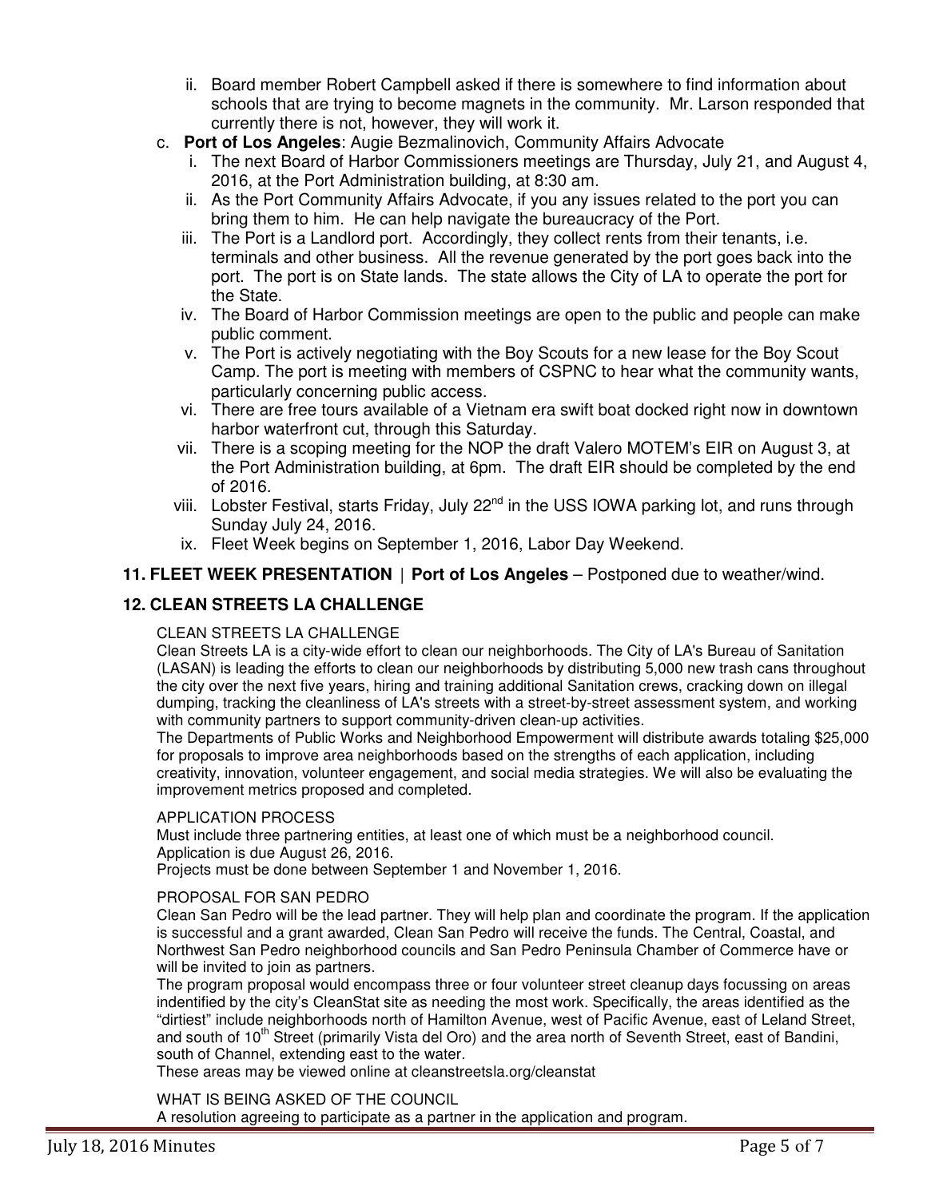ii. Board member Robert Campbell asked if there is somewhere to find information about schools that are trying to become magnets in the community. Mr. Larson responded that currently there is not, however, they will work it.

c. **Port of Los Angeles**: Augie Bezmalinovich, Community Affairs Advocate

i. The next Board of Harbor Commissioners meetings are Thursday, July 21, and August 4, 2016, at the Port Administration building, at 8:30 am.

ii. As the Port Community Affairs Advocate, if you any issues related to the port you can bring them to him. He can help navigate the bureaucracy of the Port.

iii. The Port is a Landlord port. Accordingly, they collect rents from their tenants, i.e. terminals and other business. All the revenue generated by the port goes back into the port. The port is on State lands. The state allows the City of LA to operate the port for the State.

iv. The Board of Harbor Commission meetings are open to the public and people can make public comment.

v. The Port is actively negotiating with the Boy Scouts for a new lease for the Boy Scout Camp. The port is meeting with members of CSPNC to hear what the community wants, particularly concerning public access.

vi. There are free tours available of a Vietnam era swift boat docked right now in downtown harbor waterfront cut, through this Saturday.

vii. There is a scoping meeting for the NOP the draft Valero MOTEM's EIR on August 3, at the Port Administration building, at 6pm. The draft EIR should be completed by the end of 2016.

viii. Lobster Festival, starts Friday, July 22nd in the USS IOWA parking lot, and runs through Sunday July 24, 2016.

ix. Fleet Week begins on September 1, 2016, Labor Day Weekend.

**11. FLEET WEEK PRESENTATION** | **Port of Los Angeles** – Postponed due to weather/wind.

**12. CLEAN STREETS LA CHALLENGE**

CLEAN STREETS LA CHALLENGE

Clean Streets LA is a city-wide effort to clean our neighborhoods. The City of LA's Bureau of Sanitation (LASAN) is leading the efforts to clean our neighborhoods by distributing 5,000 new trash cans throughout the city over the next five years, hiring and training additional Sanitation crews, cracking down on illegal dumping, tracking the cleanliness of LA's streets with a street-by-street assessment system, and working with community partners to support community-driven clean-up activities.

The Departments of Public Works and Neighborhood Empowerment will distribute awards totaling $25,000 for proposals to improve area neighborhoods based on the strengths of each application, including creativity, innovation, volunteer engagement, and social media strategies. We will also be evaluating the improvement metrics proposed and completed.

APPLICATION PROCESS

Must include three partnering entities, at least one of which must be a neighborhood council.
Application is due August 26, 2016.
Projects must be done between September 1 and November 1, 2016.

PROPOSAL FOR SAN PEDRO

Clean San Pedro will be the lead partner. They will help plan and coordinate the program. If the application is successful and a grant awarded, Clean San Pedro will receive the funds. The Central, Coastal, and Northwest San Pedro neighborhood councils and San Pedro Peninsula Chamber of Commerce have or will be invited to join as partners.

The program proposal would encompass three or four volunteer street cleanup days focussing on areas indentified by the city's CleanStat site as needing the most work. Specifically, the areas identified as the "dirtiest" include neighborhoods north of Hamilton Avenue, west of Pacific Avenue, east of Leland Street, and south of 10th Street (primarily Vista del Oro) and the area north of Seventh Street, east of Bandini, south of Channel, extending east to the water.

These areas may be viewed online at cleanstreetsla.org/cleanstat

WHAT IS BEING ASKED OF THE COUNCIL

A resolution agreeing to participate as a partner in the application and program.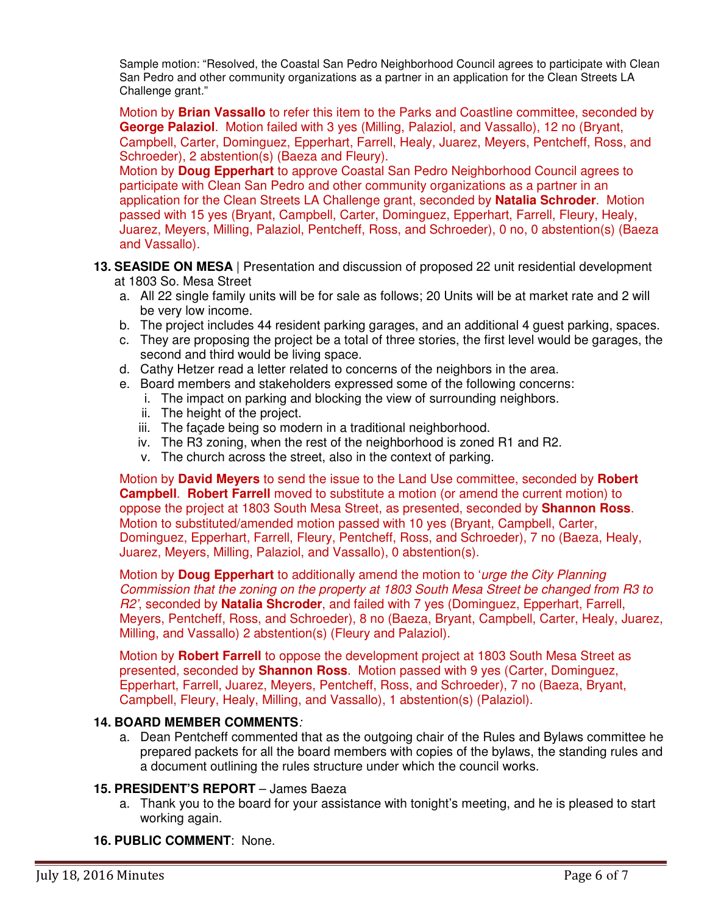Sample motion: “Resolved, the Coastal San Pedro Neighborhood Council agrees to participate with Clean San Pedro and other community organizations as a partner in an application for the Clean Streets LA Challenge grant.”

Motion by **Brian Vassallo** to refer this item to the Parks and Coastline committee, seconded by **George Palaziol**. Motion failed with 3 yes (Milling, Palaziol, and Vassallo), 12 no (Bryant, Campbell, Carter, Dominguez, Epperhart, Farrell, Healy, Juarez, Meyers, Pentcheff, Ross, and Schroeder), 2 abstention(s) (Baeza and Fleury).
Motion by **Doug Epperhart** to approve Coastal San Pedro Neighborhood Council agrees to participate with Clean San Pedro and other community organizations as a partner in an application for the Clean Streets LA Challenge grant, seconded by **Natalia Schroder**. Motion passed with 15 yes (Bryant, Campbell, Carter, Dominguez, Epperhart, Farrell, Fleury, Healy, Juarez, Meyers, Milling, Palaziol, Pentcheff, Ross, and Schroeder), 0 no, 0 abstention(s) (Baeza and Vassallo).

13. **SEASIDE ON MESA** | Presentation and discussion of proposed 22 unit residential development at 1803 So. Mesa Street
   a. All 22 single family units will be for sale as follows; 20 Units will be at market rate and 2 will be very low income.
   b. The project includes 44 resident parking garages, and an additional 4 guest parking, spaces.
   c. They are proposing the project be a total of three stories, the first level would be garages, the second and third would be living space.
   d. Cathy Hetzer read a letter related to concerns of the neighbors in the area.
   e. Board members and stakeholders expressed some of the following concerns:
      i. The impact on parking and blocking the view of surrounding neighbors.
      ii. The height of the project.
      iii. The façade being so modern in a traditional neighborhood.
      iv. The R3 zoning, when the rest of the neighborhood is zoned R1 and R2.
      v. The church across the street, also in the context of parking.

Motion by **David Meyers** to send the issue to the Land Use committee, seconded by **Robert Campbell**. **Robert Farrell** moved to substitute a motion (or amend the current motion) to oppose the project at 1803 South Mesa Street, as presented, seconded by **Shannon Ross**. Motion to substituted/amended motion passed with 10 yes (Bryant, Campbell, Carter, Dominguez, Epperhart, Farrell, Fleury, Pentcheff, Ross, and Schroeder), 7 no (Baeza, Healy, Juarez, Meyers, Milling, Palaziol, and Vassallo), 0 abstention(s).

Motion by **Doug Epperhart** to additionally amend the motion to ‘*urge the City Planning Commission that the zoning on the property at 1803 South Mesa Street be changed from R3 to R2’*, seconded by **Natalia Shcroder**, and failed with 7 yes (Dominguez, Epperhart, Farrell, Meyers, Pentcheff, Ross, and Schroeder), 8 no (Baeza, Bryant, Campbell, Carter, Healy, Juarez, Milling, and Vassallo) 2 abstention(s) (Fleury and Palaziol).

Motion by **Robert Farrell** to oppose the development project at 1803 South Mesa Street as presented, seconded by **Shannon Ross**. Motion passed with 9 yes (Carter, Dominguez, Epperhart, Farrell, Juarez, Meyers, Pentcheff, Ross, and Schroeder), 7 no (Baeza, Bryant, Campbell, Fleury, Healy, Milling, and Vassallo), 1 abstention(s) (Palaziol).

14. **BOARD MEMBER COMMENTS**:
   a. Dean Pentcheff commented that as the outgoing chair of the Rules and Bylaws committee he prepared packets for all the board members with copies of the bylaws, the standing rules and a document outlining the rules structure under which the council works.

15. **PRESIDENT’S REPORT** – James Baeza
   a. Thank you to the board for your assistance with tonight’s meeting, and he is pleased to start working again.

16. **PUBLIC COMMENT**: None.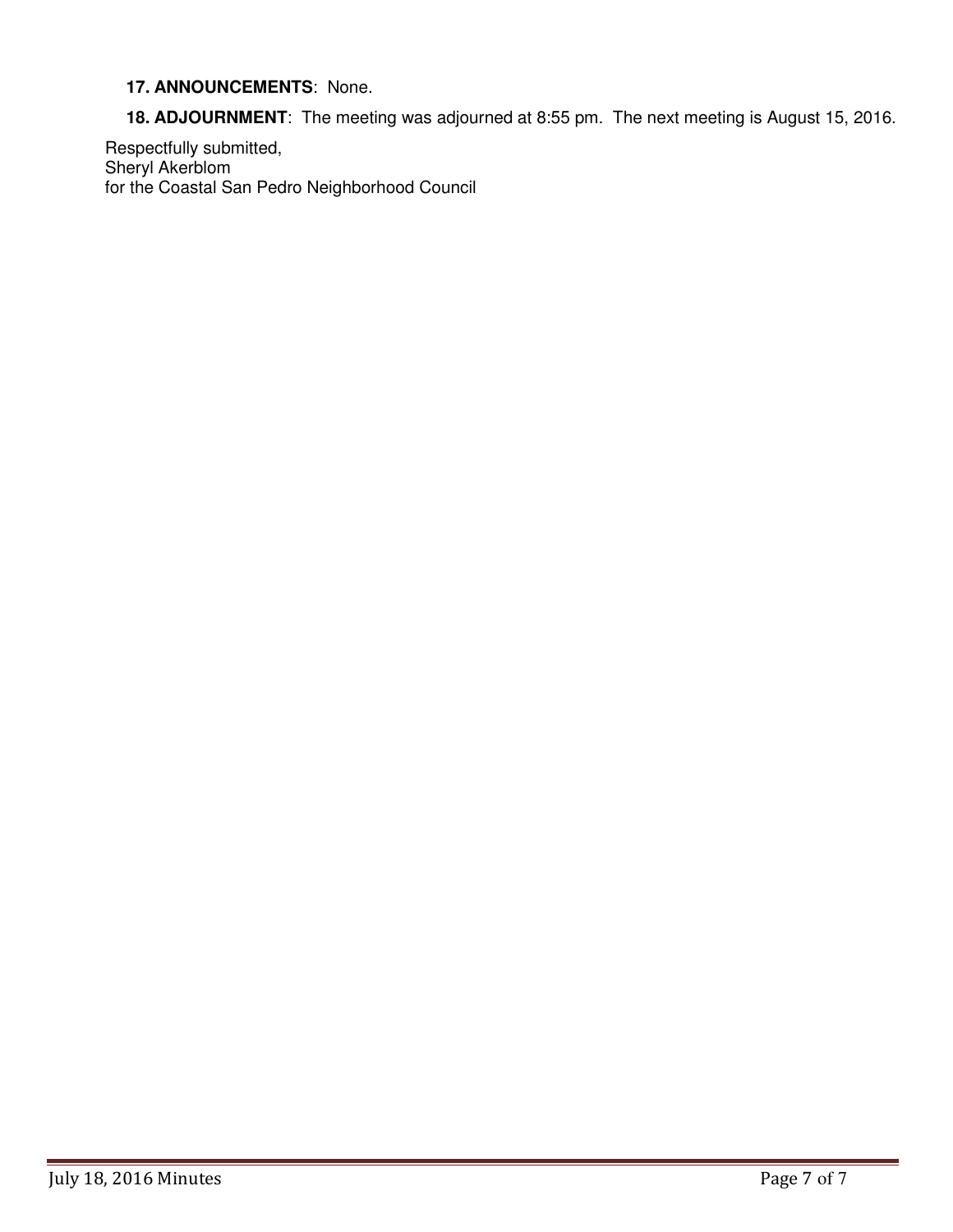**17. ANNOUNCEMENTS**: None.

**18. ADJOURNMENT**: The meeting was adjourned at 8:55 pm. The next meeting is August 15, 2016.

Respectfully submitted,
Sheryl Akerblom
for the Coastal San Pedro Neighborhood Council